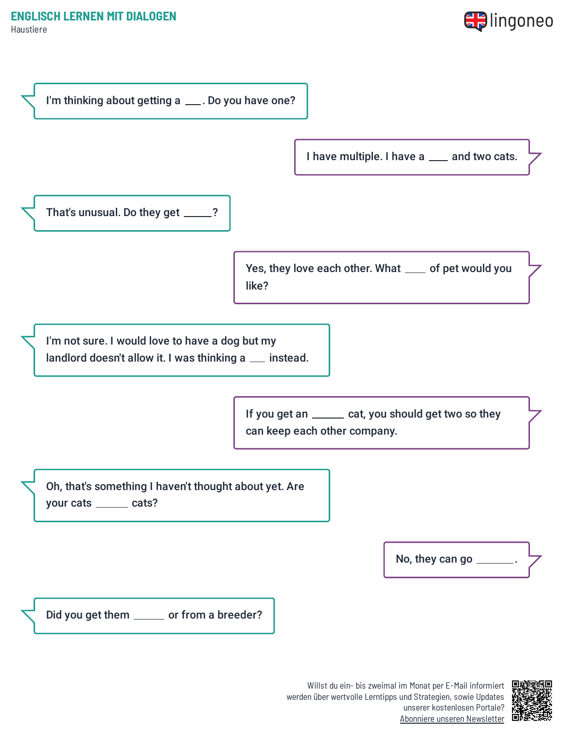# ENGLISCH LERNEN MIT DIALOGEN

Haustiere

I'm thinking about getting a ___. Do you have one?

I have multiple. I have a ___ and two cats.

That's unusual. Do they get _____?

Yes, they love each other. What ___ of pet would you like?

I'm not sure. I would love to have a dog but my landlord doesn't allow it. I was thinking a ___ instead.

If you get an _____ cat, you should get two so they can keep each other company.

Oh, that's something I haven't thought about yet. Are your cats _____ cats?

No, they can go ______.

Did you get them _____ or from a breeder?

Willst du ein- bis zweimal im Monat per E-Mail informiert werden über wertvolle Lerntipps und Strategien, sowie Updates unserer kostenlosen Portale? Abonniere unseren Newsletter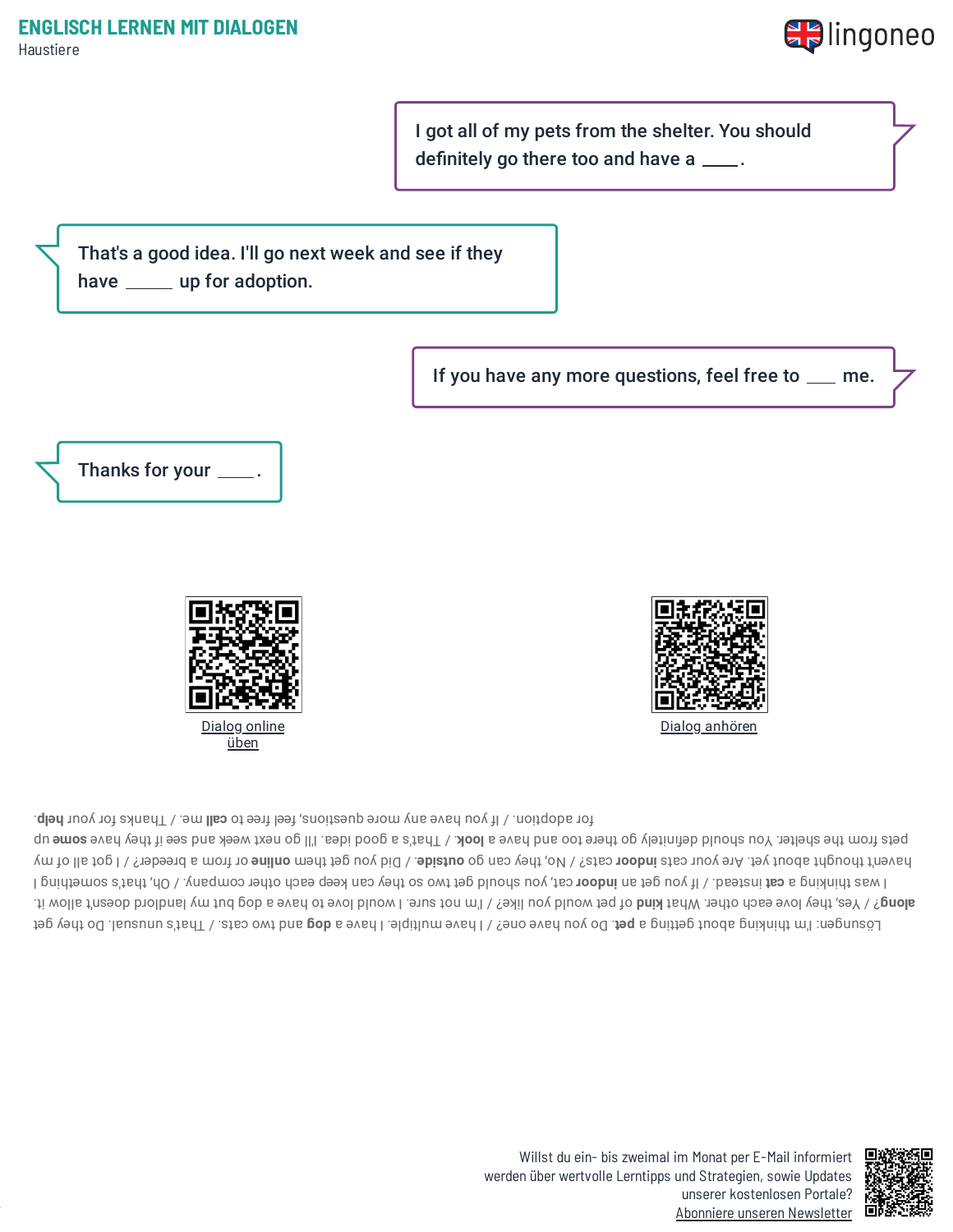I got all of my pets from the shelter. You should definitely go there too and have a ____.

That's a good idea. I'll go next week and see if they have _____ up for adoption.

If you have any more questions, feel free to ___ me.

Thanks for your ____.

Dialog online üben

Dialog anhören

Lösungen: I'm thinking about getting a **pet**. Do you have one? / I have multiple. I have a **dog** and two cats. / That's unusual. Do they get **along**? / Yes, they love each other. What **kind** of pet would you like? / I'm not sure. I would love to have a dog but my landlord doesn't allow it. I was thinking a **cat** instead. / If you get an **indoor** cat, you should get two so they can keep each other company. / Oh, that's something I haven't thought about yet. Are your cats **indoor** cats? / No, they can go **outside**. / Did you get them **online** or from a breeder? / I got all of my pets from the shelter. You should definitely go there too and have a **look**. / That's a good idea. I'll go next week and see if they have **some** up for adoption. / If you have any more questions, feel free to **call** me. / Thanks for your **help**.

Willst du ein- bis zweimal im Monat per E-Mail informiert werden über wertvolle Lerntipps und Strategien, sowie Updates unserer kostenlosen Portale? Abonniere unseren Newsletter